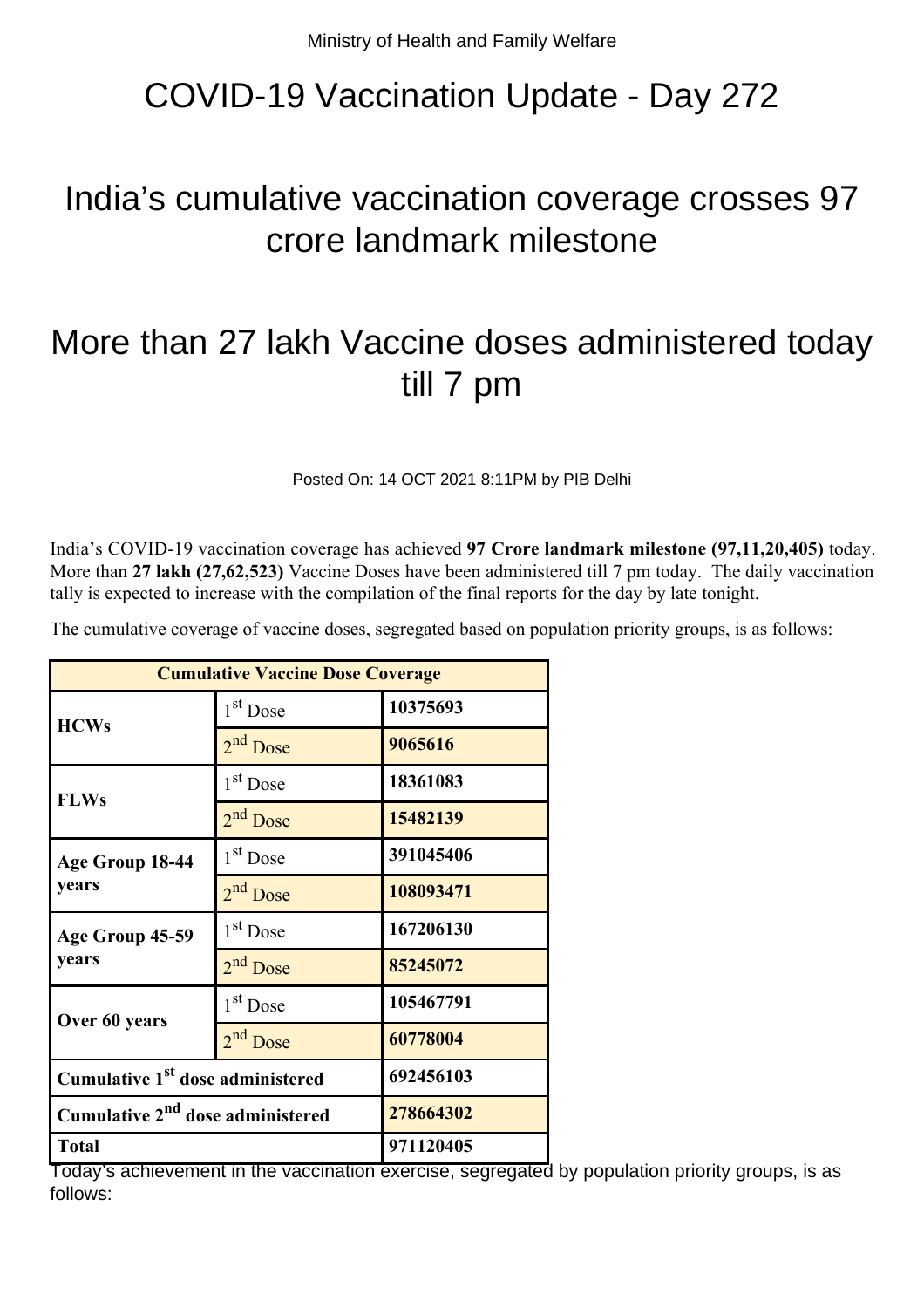Ministry of Health and Family Welfare

# COVID-19 Vaccination Update - Day 272

## India's cumulative vaccination coverage crosses 97 crore landmark milestone

## More than 27 lakh Vaccine doses administered today till 7 pm

Posted On: 14 OCT 2021 8:11PM by PIB Delhi

India's COVID-19 vaccination coverage has achieved **97 Crore landmark milestone (97,11,20,405)** today. More than **27 lakh (27,62,523)** Vaccine Doses have been administered till 7 pm today. The daily vaccination tally is expected to increase with the compilation of the final reports for the day by late tonight.

The cumulative coverage of vaccine doses, segregated based on population priority groups, is as follows:

| Cumulative Vaccine Dose Coverage | | |
|---|---|---|
| **HCWs** | 1st Dose | **10375693** |
| | 2nd Dose | **9065616** |
| **FLWs** | 1st Dose | **18361083** |
| | 2nd Dose | **15482139** |
| **Age Group 18-44 years** | 1st Dose | **391045406** |
| | 2nd Dose | **108093471** |
| **Age Group 45-59 years** | 1st Dose | **167206130** |
| | 2nd Dose | **85245072** |
| **Over 60 years** | 1st Dose | **105467791** |
| | 2nd Dose | **60778004** |
| **Cumulative 1st dose administered** | | **692456103** |
| **Cumulative 2nd dose administered** | | **278664302** |
| **Total** | | **971120405** |

Today's achievement in the vaccination exercise, segregated by population priority groups, is as follows: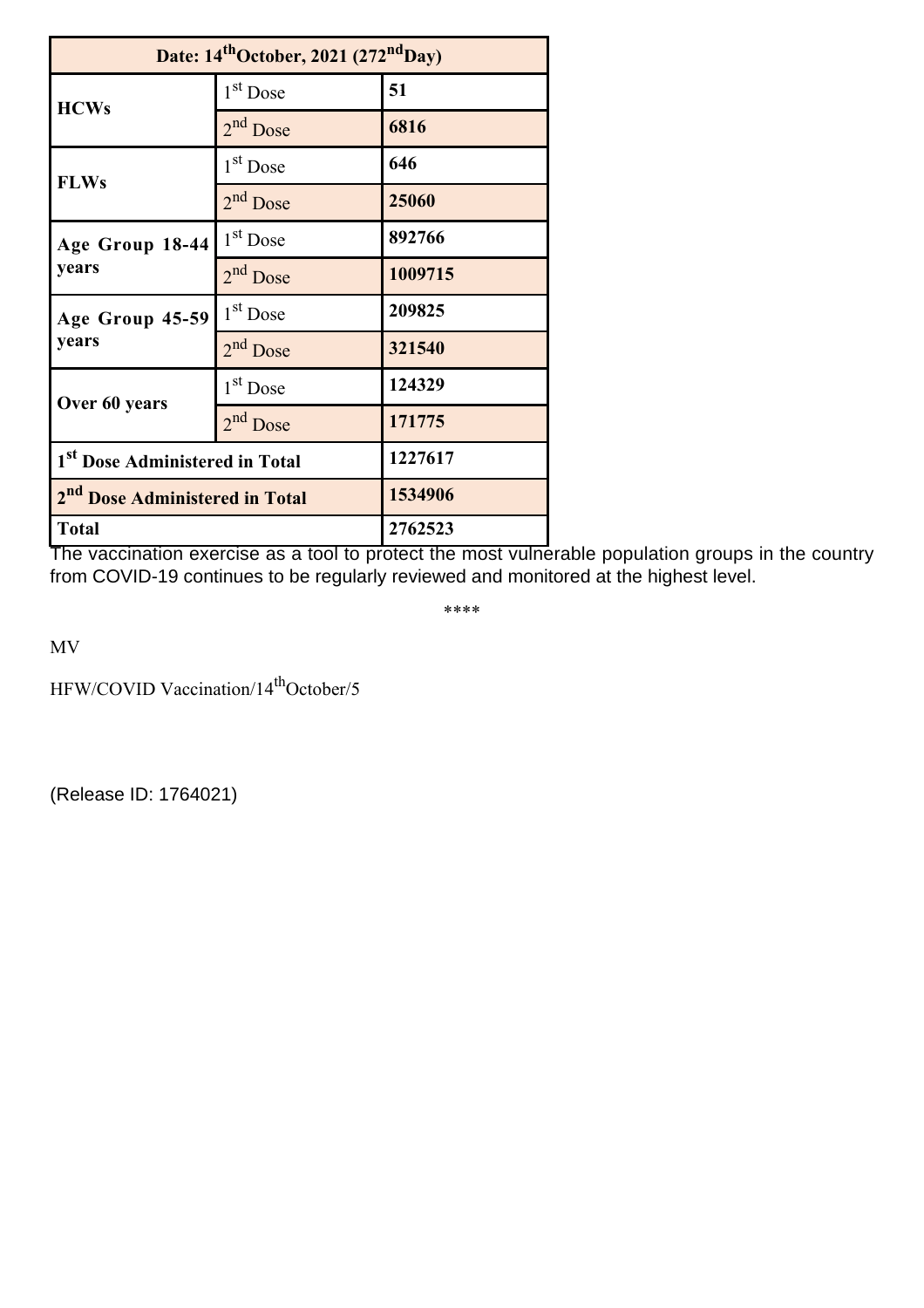| Date: 14th October, 2021 (272nd Day) | | |
|---|---|---|
| **HCWs** | 1st Dose | **51** |
| | 2nd Dose | **6816** |
| **FLWs** | 1st Dose | **646** |
| | 2nd Dose | **25060** |
| **Age Group 18-44 years** | 1st Dose | **892766** |
| | 2nd Dose | **1009715** |
| **Age Group 45-59 years** | 1st Dose | **209825** |
| | 2nd Dose | **321540** |
| **Over 60 years** | 1st Dose | **124329** |
| | 2nd Dose | **171775** |
| **1st Dose Administered in Total** | | **1227617** |
| **2nd Dose Administered in Total** | | **1534906** |
| **Total** | | **2762523** |

The vaccination exercise as a tool to protect the most vulnerable population groups in the country from COVID-19 continues to be regularly reviewed and monitored at the highest level.

****

MV

HFW/COVID Vaccination/14thOctober/5

(Release ID: 1764021)